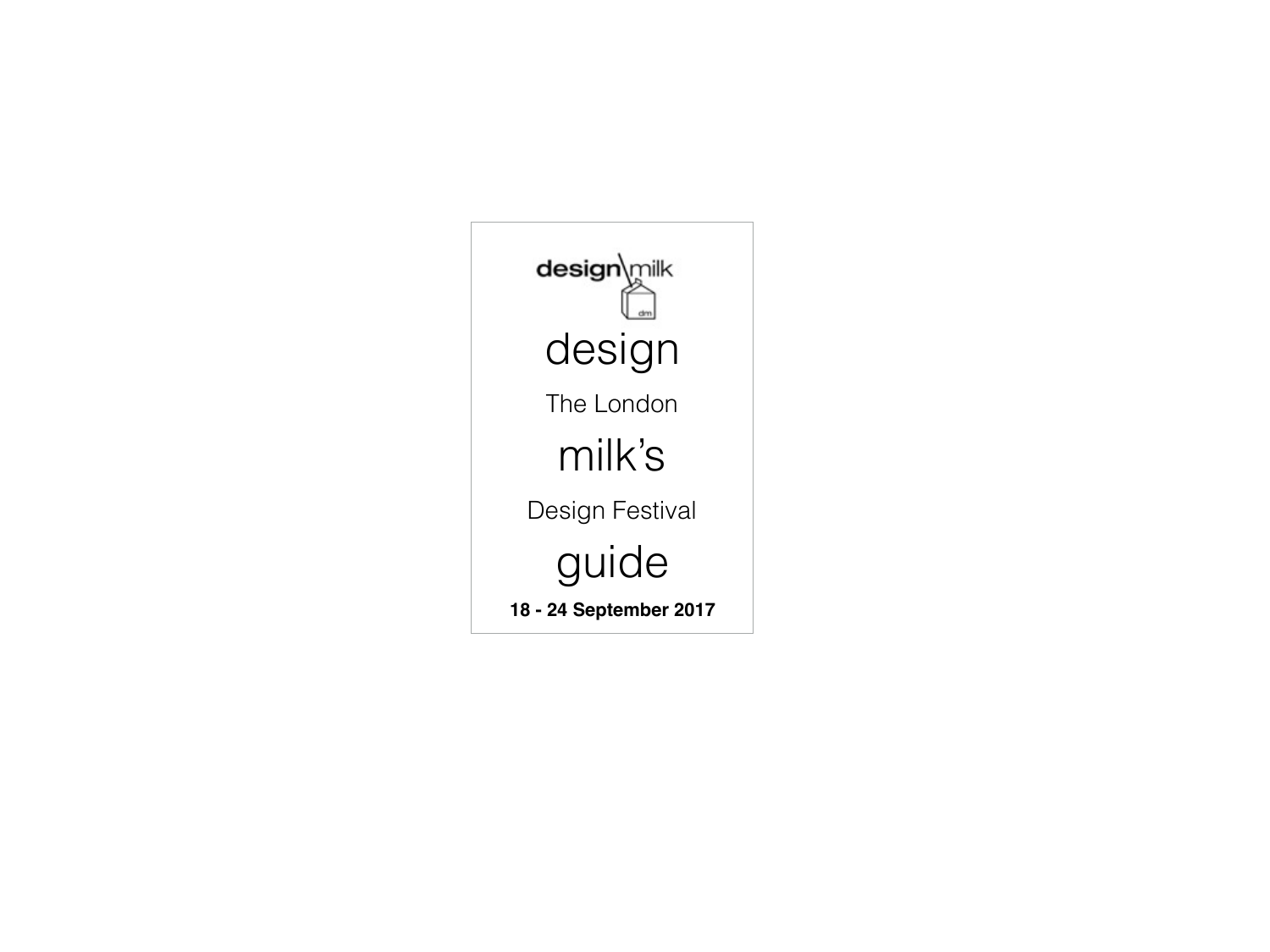design\milk

# design milk's guide

## The London Design Festival

**18 - 24 September 2017**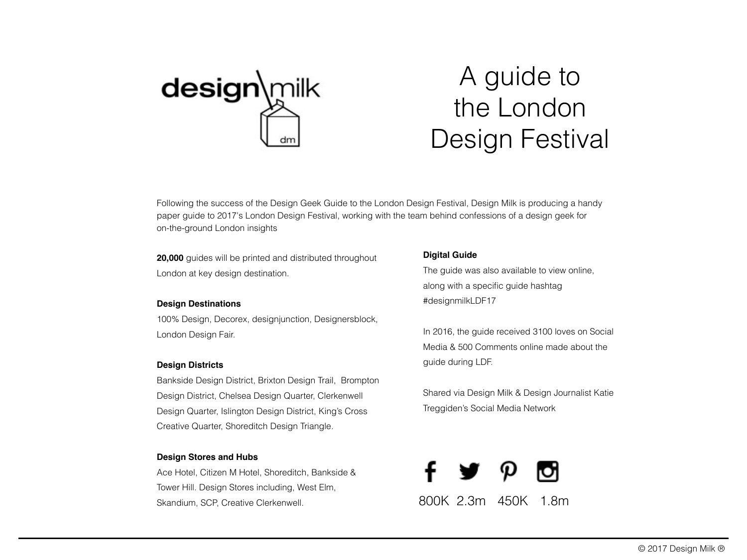design\milk

# A guide to the London Design Festival

Following the success of the Design Geek Guide to the London Design Festival, Design Milk is producing a handy paper guide to 2017's London Design Festival, working with the team behind confessions of a design geek for on-the-ground London insights

**20,000** guides will be printed and distributed throughout London at key design destination.

**Design Destinations**
100% Design, Decorex, designjunction, Designersblock, London Design Fair.

**Design Districts**
Bankside Design District, Brixton Design Trail, Brompton Design District, Chelsea Design Quarter, Clerkenwell Design Quarter, Islington Design District, King's Cross Creative Quarter, Shoreditch Design Triangle.

**Design Stores and Hubs**
Ace Hotel, Citizen M Hotel, Shoreditch, Bankside & Tower Hill. Design Stores including, West Elm, Skandium, SCP, Creative Clerkenwell.

**Digital Guide**
The guide was also available to view online, along with a specific guide hashtag #designmilkLDF17

In 2016, the guide received 3100 loves on Social Media & 500 Comments online made about the guide during LDF.

Shared via Design Milk & Design Journalist Katie Treggiden's Social Media Network

800K 2.3m 450K 1.8m

© 2017 Design Milk ®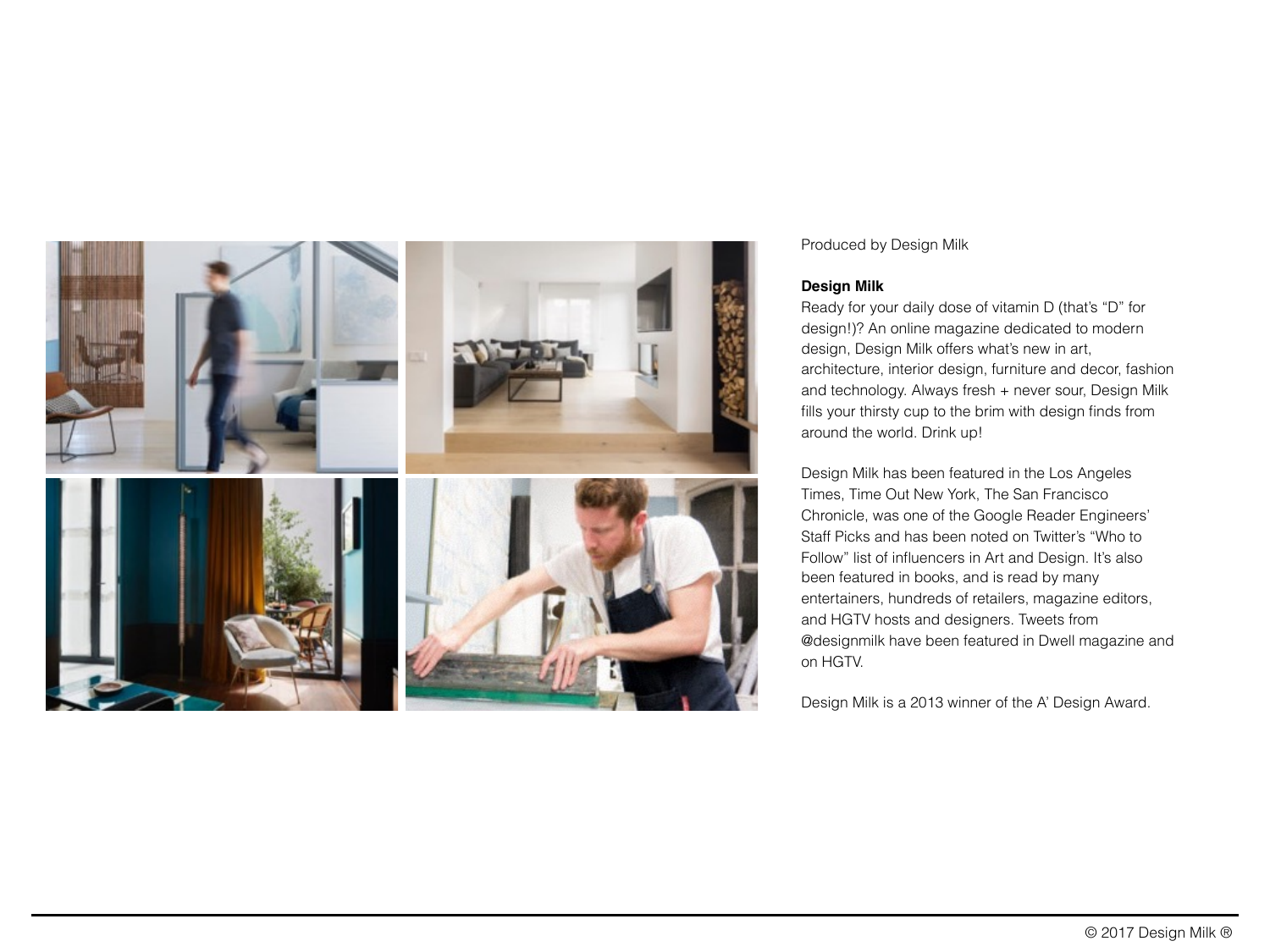Produced by Design Milk

**Design Milk**

Ready for your daily dose of vitamin D (that's "D" for design!)? An online magazine dedicated to modern design, Design Milk offers what's new in art, architecture, interior design, furniture and decor, fashion and technology. Always fresh + never sour, Design Milk fills your thirsty cup to the brim with design finds from around the world. Drink up!

Design Milk has been featured in the Los Angeles Times, Time Out New York, The San Francisco Chronicle, was one of the Google Reader Engineers' Staff Picks and has been noted on Twitter's "Who to Follow" list of influencers in Art and Design. It's also been featured in books, and is read by many entertainers, hundreds of retailers, magazine editors, and HGTV hosts and designers. Tweets from @designmilk have been featured in Dwell magazine and on HGTV.

Design Milk is a 2013 winner of the A' Design Award.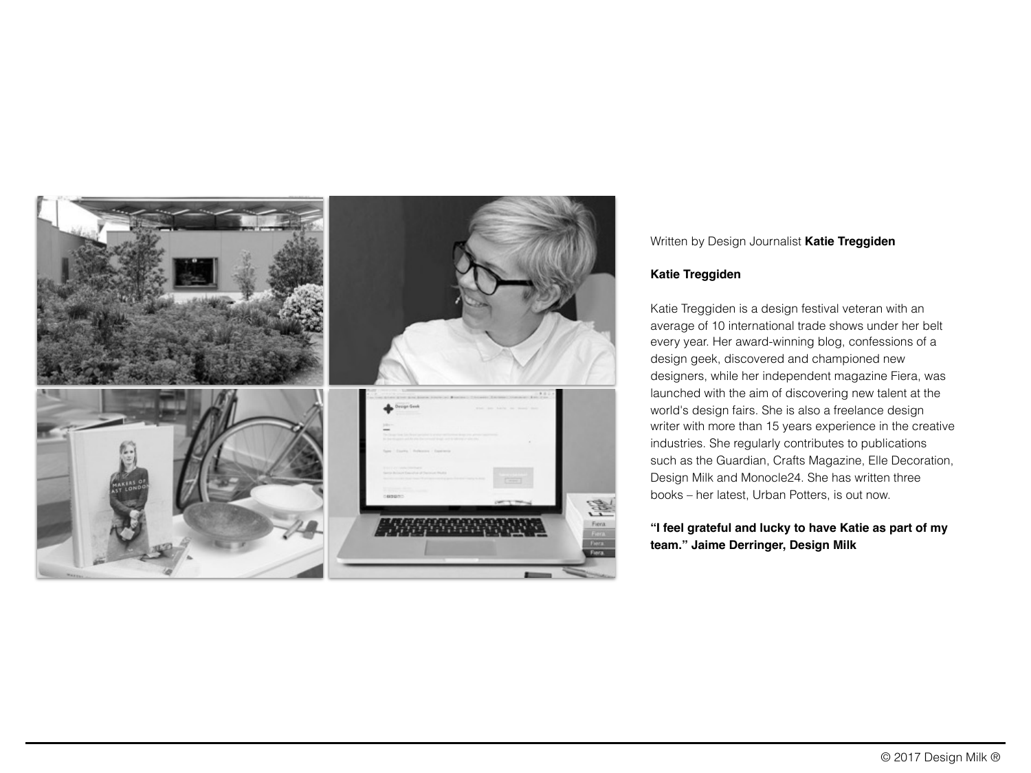Written by Design Journalist **Katie Treggiden**

**Katie Treggiden**

Katie Treggiden is a design festival veteran with an average of 10 international trade shows under her belt every year. Her award-winning blog, confessions of a design geek, discovered and championed new designers, while her independent magazine Fiera, was launched with the aim of discovering new talent at the world's design fairs. She is also a freelance design writer with more than 15 years experience in the creative industries. She regularly contributes to publications such as the Guardian, Crafts Magazine, Elle Decoration, Design Milk and Monocle24. She has written three books – her latest, Urban Potters, is out now.

**"I feel grateful and lucky to have Katie as part of my team." Jaime Derringer, Design Milk**

© 2017 Design Milk ®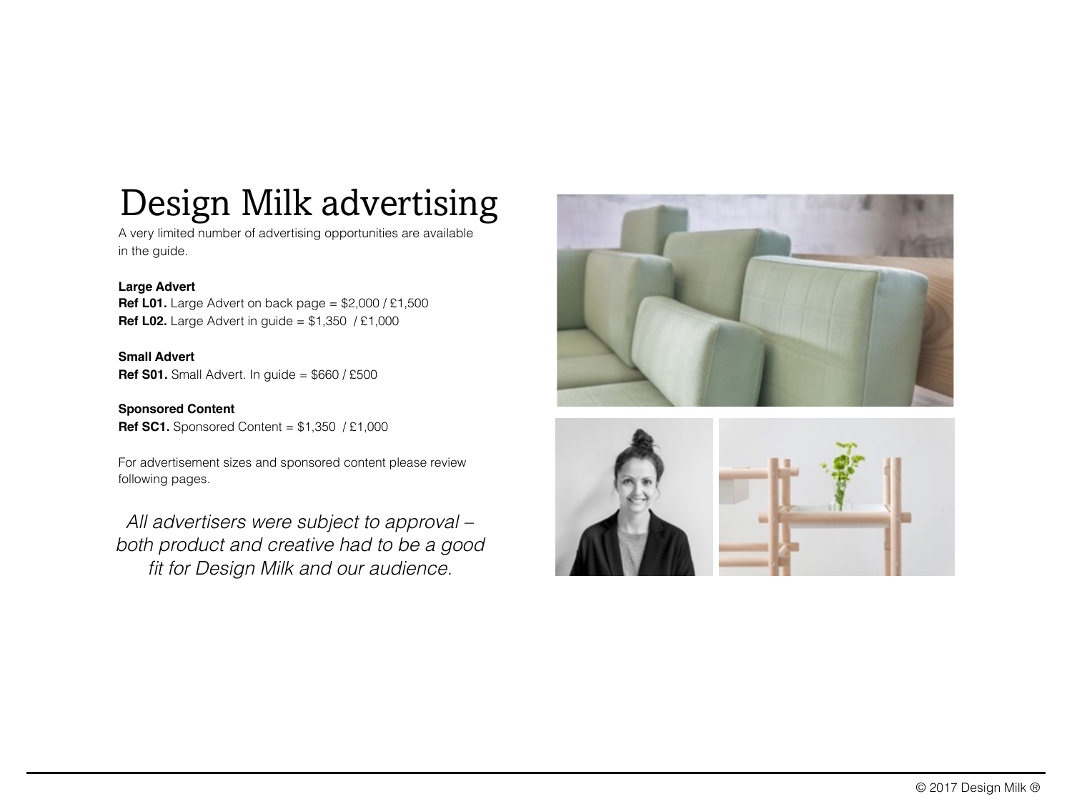# Design Milk advertising

A very limited number of advertising opportunities are available in the guide.

**Large Advert**

**Ref L01.** Large Advert on back page = $2,000 / £1,500

**Ref L02.** Large Advert in guide = $1,350 / £1,000

**Small Advert**

**Ref S01.** Small Advert. In guide = $660 / £500

**Sponsored Content**

**Ref SC1.** Sponsored Content = $1,350 / £1,000

For advertisement sizes and sponsored content please review following pages.

*All advertisers were subject to approval – both product and creative had to be a good fit for Design Milk and our audience.*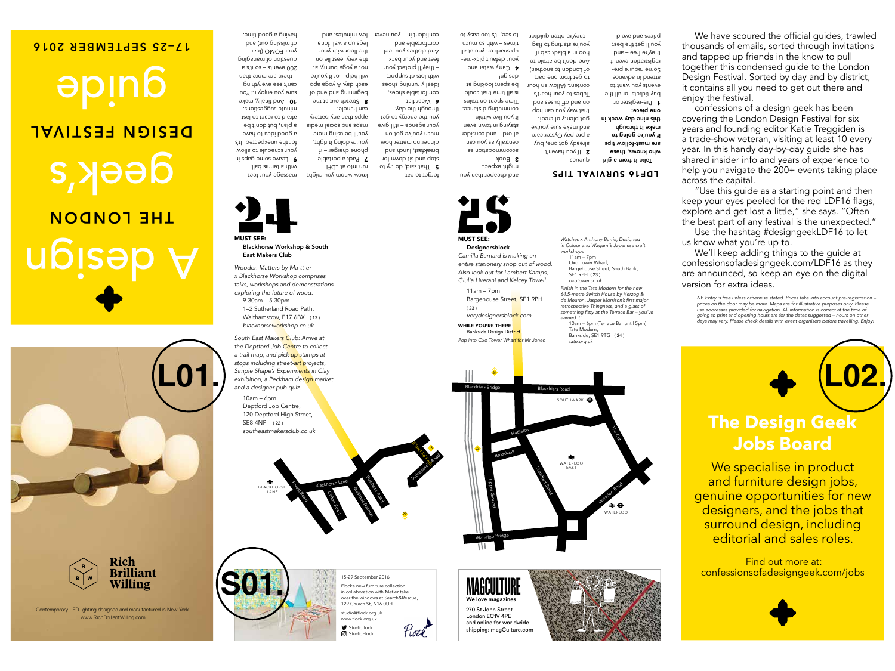# A design

## THE LONDON geek's

## DESIGN FESTIVAL guide

17–25 SEPTEMBER 2016

## LDF16 SURVIVAL TIPS

**Take it from a girl who knows, these are must-follow tips if you're going to make it through this nine-day week in one piece:**

**1** Pre-register or buy tickets for all the events you want to attend in advance. Some require pre-registration even if they're free – and you'll get the best prices and avoid queues.

**2** If you haven't already got one, buy a pre-pay Oyster card and make sure you've got plenty of credit – that way you can hop on and off buses and Tubes to your heart's content. (Allow an hour to get from one part of London to another.) And don't be afraid to hop in a black cab if you're starting to flag – they're often quicker and cheaper than you might expect.

**3** Book accommodation as centrally as you can – and consider staying in town even if you live within commuting distance. Time spent on trains is all time that could be spent looking at design!

**4** Carry water and your default pick-me-up snack on you at all times – with so much to see, it's too easy to forget to eat.

**5** That said, do try to stop and sit down for breakfast, lunch and dinner no matter how much you've got on your agenda – it'll give you the energy to get through the day.

**6** Wear flat comfortable shoes, ideally running shoes with lots of support – they'll protect your feet and your back. And clothes you feel comfortable and confident in – you never know whom you might run into at LDF!

**7** Pack a portable phone charger – if you're doing it right, you'll be using more apps than any battery can handle.

**8** Stretch out at the beginning and end of each day. A yoga app will help – or if you're not a yoga bunny, at the very least lie on the floor with your legs up a wall for a few minutes, and massage your feet with a tennis ball.

**9** Leave some gaps in your schedule to allow for the unexpected. It's a good idea to have a plan, but don't be afraid to react to last-minute suggestions.

**10** And finally, make sure you enjoy it! You can't see everything – there are more than 200 events – so it's a question of managing your FOMO (fear of missing out) and having a good time.

We have scoured the official guides, trawled thousands of emails, sorted through invitations and tapped up friends in the know to pull together this condensed guide to the London Design Festival. Sorted by day and by district, it contains all you need to get out there and enjoy the festival.

confessions of a design geek has been covering the London Design Festival for six years and founding editor Katie Treggiden is a trade-show veteran, visiting at least 10 every year. In this handy day-by-day guide she has shared insider info and years of experience to help you navigate the 200+ events taking place across the capital.

"Use this guide as a starting point and then keep your eyes peeled for the red LDF16 flags, explore and get lost a little," she says. "Often the best part of any festival is the unexpected."

Use the hashtag #designgeekLDF16 to let us know what you're up to.

We'll keep adding things to the guide at confessionsofadesigngeek.com/LDF16 as they are announced, so keep an eye on the digital version for extra ideas.

*NB Entry is free unless otherwise stated. Prices take into account pre-registration – prices on the door may be more. Maps are for illustrative purposes only. Please use addresses provided for navigation. All information is correct at the time of going to print and opening hours are for the dates suggested – hours on other days may vary. Please check details with event organisers before travelling. Enjoy!*

## 24

**MUST SEE:**
**Blackhorse Workshop & South East Makers Club**

*Wooden Matters by Ma-tt-er x Blackhorse Workshop comprises talks, workshops and demonstrations exploring the future of wood.*

9.30am – 5.30pm
1–2 Sutherland Road Path,
Walthamstow, E17 6BX (13)
*blackhorseworkshop.co.uk*

*South East Makers Club: Arrive at the Deptford Job Centre to collect a trail map, and pick up stamps at stops including street-art projects, Simple Shape's Experiments in Clay exhibition, a Peckham design market and a designer pub quiz.*

10am – 6pm
Deptford Job Centre,
120 Deptford High Street,
SE8 4NP (22)
*southeastmakersclub.co.uk*

## 25

**MUST SEE:**
**Designersblock**

*Camilla Barnard is making an entire stationery shop out of wood. Also look out for Lambert Kamps, Giulia Liverani and Kelcey Towell.*

11am – 7pm
Bargehouse Street, SE1 9PH
(23)
*verydesignersblock.com*

**WHILE YOU'RE THERE**
Bankside Design District

*Pop into Oxo Tower Wharf for Mr Jones Watches x Anthony Burrill, Designed in Colour and Wagumi's Japanese craft workshops*

11am – 7pm
Oxo Tower Wharf,
Bargehouse Street, South Bank,
SE1 9PH (23)
*oxotower.co.uk*

*Finish in the Tate Modern for the new 64.5-metre Switch House by Herzog & de Meuron, Jasper Morrison's first major retrospective Thingness, and a glass of something fizzy at the Terrace Bar – you've earned it!*

10am – 6pm (Terrace Bar until 5pm)
Tate Modern,
Bankside, SE1 9TG (24)
*tate.org.uk*

## L01.

**Rich Brilliant Willing**

Contemporary LED lighting designed and manufactured in New York.
www.RichBrilliantWilling.com

## S01.

15-29 September 2016

Flock's new furniture collection in collaboration with Metier take over the windows at Search&Rescue, 129 Church St, N16 0UH

studio@flock.org.uk
www.flock.org.uk

StudioFlock
StudioFlock

**MAGCULTURE**
**We love magazines**

270 St John Street
London EC1V 4PE
and online for worldwide shipping: magCulture.com

## L02.

## The Design Geek Jobs Board

We specialise in product and furniture design jobs, genuine opportunities for new designers, and the jobs that surround design, including editorial and sales roles.

Find out more at:
confessionsofadesigngeek.com/jobs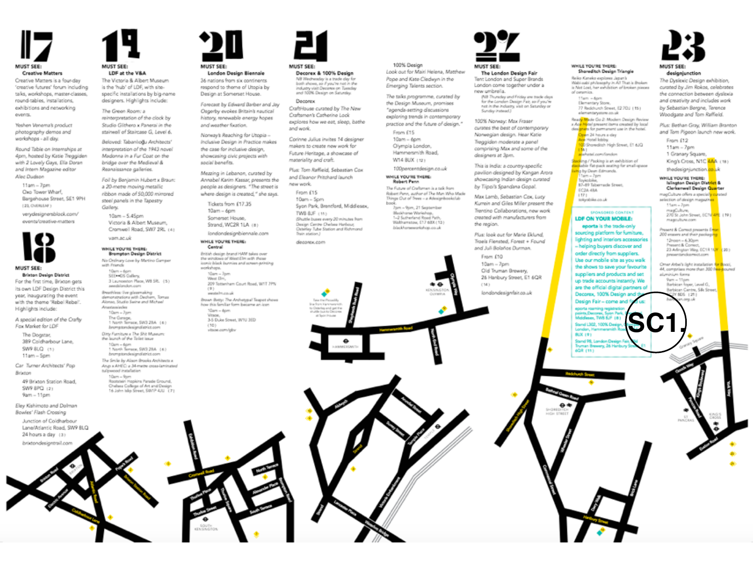# 17

**MUST SEE:**
**Creative Matters**

Creative Matters is a four-day 'creative futures' forum including talks, workshops, master-classes, round-tables, installations, exhibitions and networking events.

*Yeshen Venema's product photography demos and workshops - all day.*

*Round Table on Internships at 4pm, hosted by Katie Treggiden with 2 Lovely Gays, Ella Doran and Intern Magazine editor Alec Dudson*

11am – 7pm
Oxo Tower Wharf,
Bargehouse Street, SE1 9PH
(23, OVERLEAF)

verydesignersblock.com/events/creative-matters

# 18

**MUST SEE:**
**Brixton Design District**

For the first time, Brixton gets its own LDF Design District this year, inaugurating the event with the theme 'Rebel Rebel'. Highlights include:

*A special edition of the Crafty Fox Market for LDF*

The Dogstar,
389 Coldharbour Lane,
SW9 8LQ (1)
11am – 5pm

*Car Turner Architects' Pop Brixton*

49 Brixton Station Road,
SW9 8PQ (2)
9am – 11pm

*Eley Kishimoto and Dolman Bowles' Flash Crossing*

Junction of Coldharbour Lane/Atlantic Road, SW9 8LQ
24 hours a day (3)

brixtondesigntrail.com

# 19

**MUST SEE:**
**LDF at the V&A**

The Victoria & Albert Museum is the 'hub' of LDF, with site-specific installations by big-name designers. Highlights include:

*The Green Room: a reinterpretation of the clock by Studio Glithero x Panerai in the stairwell of Staircase G, Level 6.*

*Beloved: Tabanlioğlu Architects' interpretation of the 1943 novel Madonna in a Fur Coat on the bridge over the Medieval & Renaissance galleries.*

*Foil by Benjamin Hubert x Braun: a 20-metre moving metallic ribbon made of 50,000 mirrored steel panels in the Tapestry Gallery.*

10am – 5.45pm
Victoria & Albert Museum,
Cromwell Road, SW7 2RL (4)

vam.ac.uk

**WHILE YOU'RE THERE:**
**Brompton Design District**

*No Ordinary Love by Martino Gamper with Friends*
10am – 6pm
SE••DS Gallery,
3 Launceston Place, W8 5RL (5)
seedslondon.com

*Breathless: live glassmaking demonstrations with Dechem, Tomas Alonso, Studio Swine and Michael Anastassiades*
10am – 7pm
The Garage,
1 North Terrace, SW3 2BA (6)
bromptondesigndistrict.com

*Dirty Furniture x The Shit Museum: the launch of the Toilet issue*
10am – 6pm
1 North Terrace, SW3 2BA (6)
bromptondesigndistrict.com

*The Smile by Alison Brooks Architects x Arup x AHEC: a 34-metre cross-laminated tulipwood installation*
10am – 9pm
Rootstein Hopkins Parade Ground,
Chelsea College of Art and Design
16 John Islip Street, SW1P 4JU (7)

# 20

**MUST SEE:**
**London Design Biennale**

36 nations from six continents respond to the theme of Utopia by Design at Somerset House.

*Forecast by Edward Barber and Jay Osgerby evokes Britain's nautical history, renewable energy hopes and weather fixation.*

*Norway's Reaching for Utopia – Inclusive Design in Practice makes the case for inclusive design, showcasing civic projects with social benefits.*

*Mezzing in Lebanon, curated by Annabel Karim Kassar, presents the people as designers. "The street is where design is created," she says.*

Tickets from £17.35
10am – 6pm
Somerset House,
Strand, WC2R 1LA (8)

londondesignbiennale.com

**WHILE YOU'RE THERE:**
**Central**

*British design brand HAM takes over the windows of West Elm with those iconic black bunnies and screen-printing workshops.*
10am – 7pm
West Elm,
209 Tottenham Court Road, W1T 7PN (9)
westelm.co.uk

*Brown Betty: The Archetypal Teapot shows how this familiar form became an icon*
10am – 6pm
Vitsœ,
3-5 Duke Street, W1U 3ED (10)
vitsoe.com/gb

# 21

**MUST SEE:**
**Decorex & 100% Design**

*NB Wednesday is a trade day for both shows, so if you're not in the industry visit Decorex on Tuesday and 100% Design on Saturday.*

Decorex

*CraftHouse curated by The New Craftsmen's Catherine Lock explores how we eat, sleep, bathe and work.*

*Corinne Julius invites 14 designer makers to create new work for Future Heritage, a showcase of materiality and craft.*

*Plus: Tom Raffield, Sebastian Cox and Eleanor Pritchard launch new work.*

From £15
10am – 5pm
Syon Park, Brentford, Middlesex,
TW8 8JF (11)
(Shuttle buses every 20 minutes from Design Centre Chelsea Harbour, Osterley Tube Station and Richmond Train station.)

decorex.com

100% Design

*Look out for Mairi Helena, Matthew Pope and Kate Cledwyn in the Emerging Talents section.*

*The talks programme, curated by the Design Museum, promises "agenda-setting discussions exploring trends in contemporary practice and the future of design."*

From £15
10am – 6pm
Olympia London,
Hammersmith Road,
W14 8UX (12)

100percentdesign.co.uk

**WHILE YOU'RE THERE:**
**Robert Penn**

*The Future of Craftsmen is a talk from Robert Penn, author of The Man Who Made Things Out of Trees – a #designbookclub book.*
7pm – 9pm, 21 September
Blackhorse Workshop,
1-2 Sutherland Road Path,
Walthamstow, E17 6BX (13)
blackhorseworkshop.co.uk

# 22

**MUST SEE:**
**The London Design Fair**

Tent London and Super Brands London come together under a new umbrella.

*(NB Thursday and Friday are trade days for the London Design Fair, so if you're not in the industry, visit on Saturday or Sunday instead.)*

*100% Norway: Max Fraser curates the best of contemporary Norwegian design. Hear Katie Treggiden moderate a panel comprising Max and some of the designers at 3pm.*

*This is India: a country-specific pavilion designed by Kangan Arora showcasing Indian design curated by Tipoli's Spandana Gopal.*

*Max Lamb, Sebastian Cox, Lucy Kurrein and Giles Miller present the Trentino Collaborations, new work created with manufacturers from the region.*

*Plus: look out for Marie Eklund, Troels Flensted, Forest + Found and Juli Bolaños Durman.*

From £10
10am – 7pm
Old Truman Brewery,
26 Hanbury Street, E1 6QR (14)

londondesignfair.co.uk

**WHILE YOU'RE THERE:**
**Shoreditch Design Triangle**

*Reiko Kaneko explores Japan's Wabi-sabi philosophy in All That is Broken is Not Lost, her exhibition of broken pieces of ceramics.*
11am – 6pm
Elementary Store,
77 Redchurch Street, E2 7DJ (15)
elementarystore.co.uk

*Ready Made Go 2: Modern Design Review x Ace Hotel present items created by local designers for permanent use in the hotel.*
Open 24 hours a day
Ace Hotel lobby
100 Shoreditch High Street, E1 6JQ (16)
acehotel.com/london

*Stacking / Packing is an exhibition of stackable flat-pack seating for small-space living by Dean Edmonds.*
11am – 7pm
Toykobike,
87-89 Tabernacle Street,
EC2A 4BA (17)
tokyobike.co.uk

SPONSORED CONTENT

**LDF ON YOUR MOBILE:**

**eporta** is the trade-only sourcing platform for furniture, lighting and interiors accessories – helping buyers discover and order directly from suppliers. Use our mobile site as you walk the shows to save your favourite suppliers and products and set up trade accounts instantly. We are the official digital partners of Decorex, 100% Design and the London Design Fair – come and find us:

eporta morning registration points, Decorex, Syon Park, Middlesex, TW8 8JF (8)

Stand L302, 100% Design, Olympia London, Hammersmith Road, W14 8UX (9)

Stand 98, London Design Fair, Old Truman Brewery, 26 Hanbury Street, E1 6QR (11)

# 23

**MUST SEE:**
**designjunction**

*The Dyslexic Design exhibition, curated by Jim Rokos, celebrates the connection between dyslexia and creativity and includes work by Sebastian Bergne, Terence Woodgate and Tom Raffield.*

*Plus: Bethan Gray, William Branton and Tom Pigeon launch new work.*

From £12
11am – 7pm
1 Granary Square,
King's Cross, N1C 4AA (18)

thedesignjunction.co.uk

**WHILE YOU'RE THERE:**
**Islington Design District & Clerkenwell Design Quarter**

*magCulture offers a specially curated selection of design magazines*
11am – 7pm
magCulture,
270 St John Street, EC1V 4PE (19)
magculture.com

*Present & Correct presents Error: 200 erasers and their packaging*
12noon – 6.30pm
Present & Correct,
23 Arlington Way, EC1R 1UY (20)
presentandcorrect.com

*Omer Arbel's light installation for Bocci, 44, comprises more than 300 free-poured aluminium forms*
9am – 11pm
Barbican foyer, Level G,
Barbican Centre, Silk Street,
EC2Y 8DS (21)
barbican.org.uk

SC1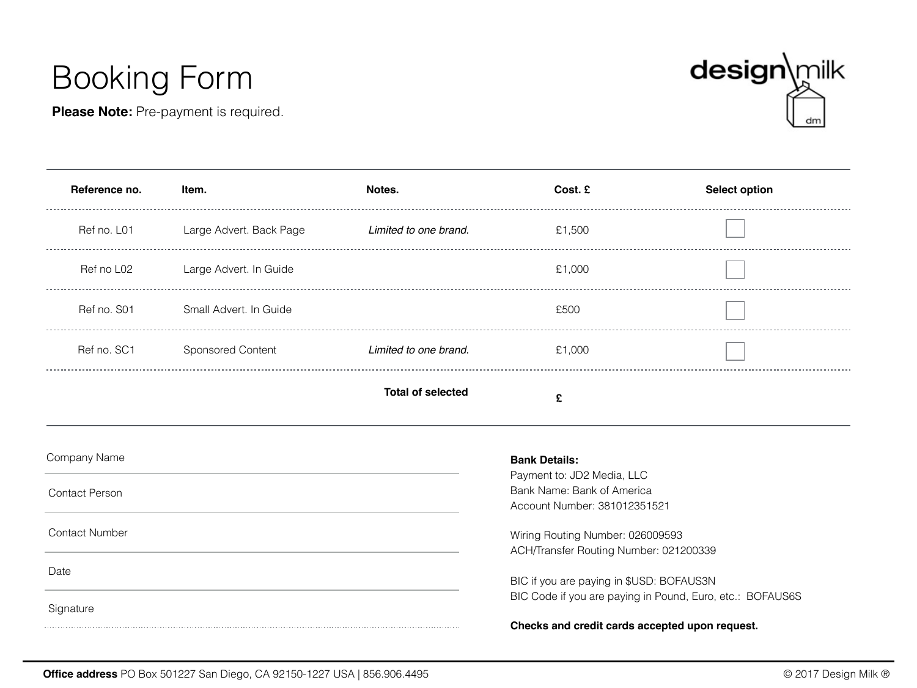# Booking Form

**Please Note:** Pre-payment is required.

| Reference no. | Item. | Notes. | Cost. £ | Select option |
|---|---|---|---|---|
| Ref no. L01 | Large Advert. Back Page | *Limited to one brand.* | £1,500 | ☐ |
| Ref no L02 | Large Advert. In Guide | | £1,000 | ☐ |
| Ref no. S01 | Small Advert. In Guide | | £500 | ☐ |
| Ref no. SC1 | Sponsored Content | *Limited to one brand.* | £1,000 | ☐ |
| | | **Total of selected** | **£** | |

Company Name

Contact Person

Contact Number

Date

Signature

**Bank Details:**
Payment to: JD2 Media, LLC
Bank Name: Bank of America
Account Number: 381012351521

Wiring Routing Number: 026009593
ACH/Transfer Routing Number: 021200339

BIC if you are paying in $USD: BOFAUS3N
BIC Code if you are paying in Pound, Euro, etc.: BOFAUS6S

**Checks and credit cards accepted upon request.**

**Office address** PO Box 501227 San Diego, CA 92150-1227 USA | 856.906.4495

© 2017 Design Milk ®